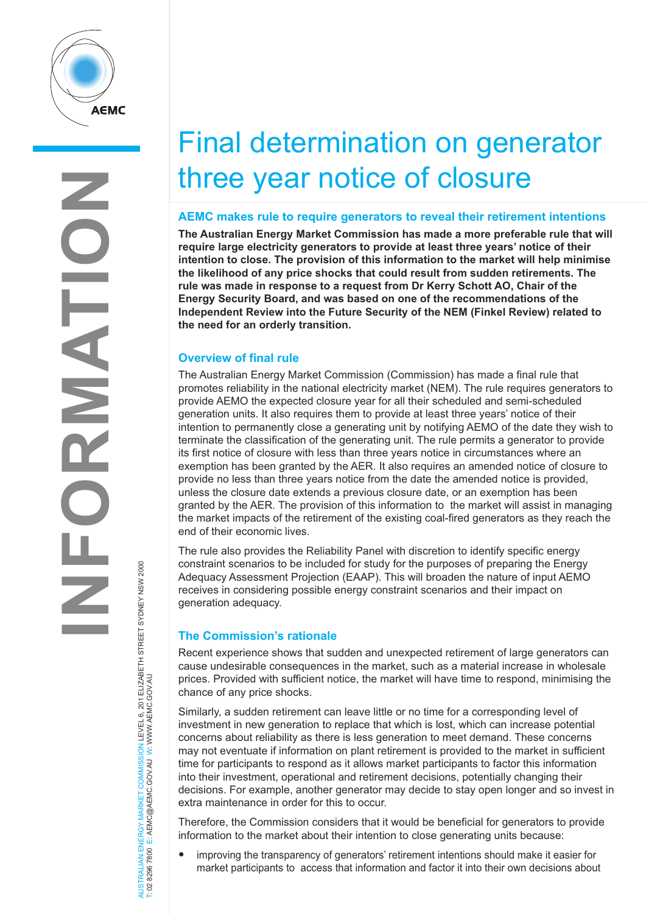# Final determination on generator three year notice of closure

## AEMC makes rule to require generators to reveal their retirement intentions

**The Australian Energy Market Commission has made a more preferable rule that will require large electricity generators to provide at least three years' notice of their intention to close. The provision of this information to the market will help minimise the likelihood of any price shocks that could result from sudden retirements. The rule was made in response to a request from Dr Kerry Schott AO, Chair of the Energy Security Board, and was based on one of the recommendations of the Independent Review into the Future Security of the NEM (Finkel Review) related to the need for an orderly transition.**

## Overview of final rule

The Australian Energy Market Commission (Commission) has made a final rule that promotes reliability in the national electricity market (NEM). The rule requires generators to provide AEMO the expected closure year for all their scheduled and semi-scheduled generation units. It also requires them to provide at least three years' notice of their intention to permanently close a generating unit by notifying AEMO of the date they wish to terminate the classification of the generating unit. The rule permits a generator to provide its first notice of closure with less than three years notice in circumstances where an exemption has been granted by the AER. It also requires an amended notice of closure to provide no less than three years notice from the date the amended notice is provided, unless the closure date extends a previous closure date, or an exemption has been granted by the AER. The provision of this information to the market will assist in managing the market impacts of the retirement of the existing coal-fired generators as they reach the end of their economic lives.

The rule also provides the Reliability Panel with discretion to identify specific energy constraint scenarios to be included for study for the purposes of preparing the Energy Adequacy Assessment Projection (EAAP). This will broaden the nature of input AEMO receives in considering possible energy constraint scenarios and their impact on generation adequacy.

## The Commission's rationale

Recent experience shows that sudden and unexpected retirement of large generators can cause undesirable consequences in the market, such as a material increase in wholesale prices. Provided with sufficient notice, the market will have time to respond, minimising the chance of any price shocks.

Similarly, a sudden retirement can leave little or no time for a corresponding level of investment in new generation to replace that which is lost, which can increase potential concerns about reliability as there is less generation to meet demand. These concerns may not eventuate if information on plant retirement is provided to the market in sufficient time for participants to respond as it allows market participants to factor this information into their investment, operational and retirement decisions, potentially changing their decisions. For example, another generator may decide to stay open longer and so invest in extra maintenance in order for this to occur.

Therefore, the Commission considers that it would be beneficial for generators to provide information to the market about their intention to close generating units because:

- improving the transparency of generators' retirement intentions should make it easier for market participants to access that information and factor it into their own decisions about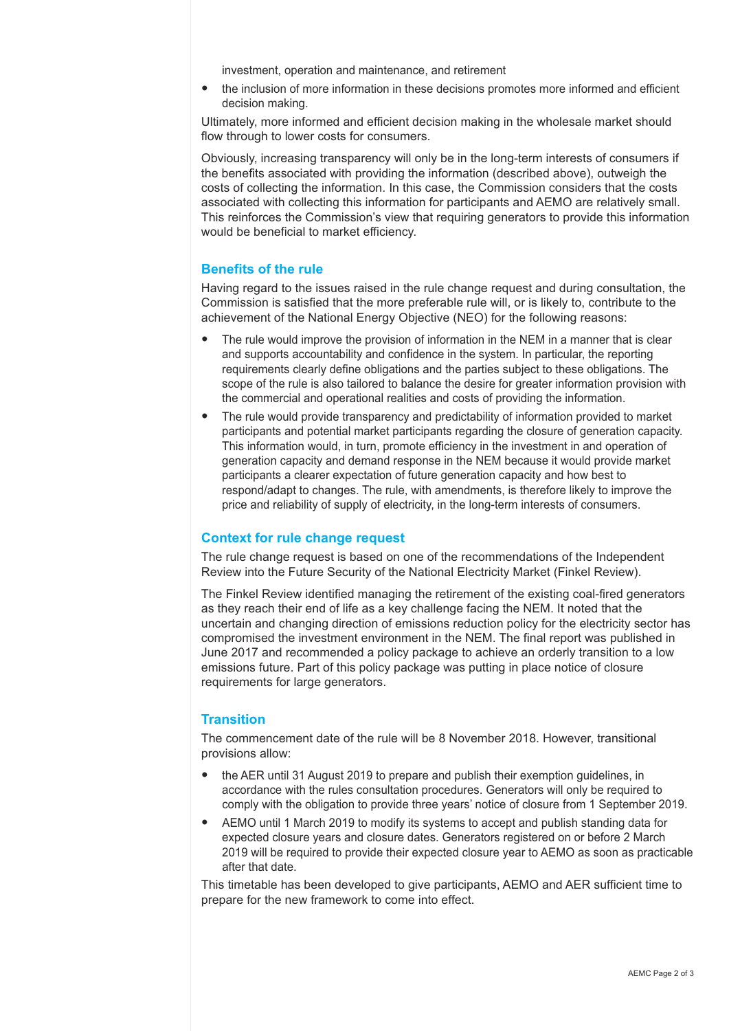investment, operation and maintenance, and retirement

- the inclusion of more information in these decisions promotes more informed and efficient decision making.

Ultimately, more informed and efficient decision making in the wholesale market should flow through to lower costs for consumers.

Obviously, increasing transparency will only be in the long-term interests of consumers if the benefits associated with providing the information (described above), outweigh the costs of collecting the information. In this case, the Commission considers that the costs associated with collecting this information for participants and AEMO are relatively small. This reinforces the Commission's view that requiring generators to provide this information would be beneficial to market efficiency.

## Benefits of the rule

Having regard to the issues raised in the rule change request and during consultation, the Commission is satisfied that the more preferable rule will, or is likely to, contribute to the achievement of the National Energy Objective (NEO) for the following reasons:

- The rule would improve the provision of information in the NEM in a manner that is clear and supports accountability and confidence in the system. In particular, the reporting requirements clearly define obligations and the parties subject to these obligations. The scope of the rule is also tailored to balance the desire for greater information provision with the commercial and operational realities and costs of providing the information.
- The rule would provide transparency and predictability of information provided to market participants and potential market participants regarding the closure of generation capacity. This information would, in turn, promote efficiency in the investment in and operation of generation capacity and demand response in the NEM because it would provide market participants a clearer expectation of future generation capacity and how best to respond/adapt to changes. The rule, with amendments, is therefore likely to improve the price and reliability of supply of electricity, in the long-term interests of consumers.

## Context for rule change request

The rule change request is based on one of the recommendations of the Independent Review into the Future Security of the National Electricity Market (Finkel Review).

The Finkel Review identified managing the retirement of the existing coal-fired generators as they reach their end of life as a key challenge facing the NEM. It noted that the uncertain and changing direction of emissions reduction policy for the electricity sector has compromised the investment environment in the NEM. The final report was published in June 2017 and recommended a policy package to achieve an orderly transition to a low emissions future. Part of this policy package was putting in place notice of closure requirements for large generators.

## Transition

The commencement date of the rule will be 8 November 2018. However, transitional provisions allow:

- the AER until 31 August 2019 to prepare and publish their exemption guidelines, in accordance with the rules consultation procedures. Generators will only be required to comply with the obligation to provide three years' notice of closure from 1 September 2019.
- AEMO until 1 March 2019 to modify its systems to accept and publish standing data for expected closure years and closure dates. Generators registered on or before 2 March 2019 will be required to provide their expected closure year to AEMO as soon as practicable after that date.

This timetable has been developed to give participants, AEMO and AER sufficient time to prepare for the new framework to come into effect.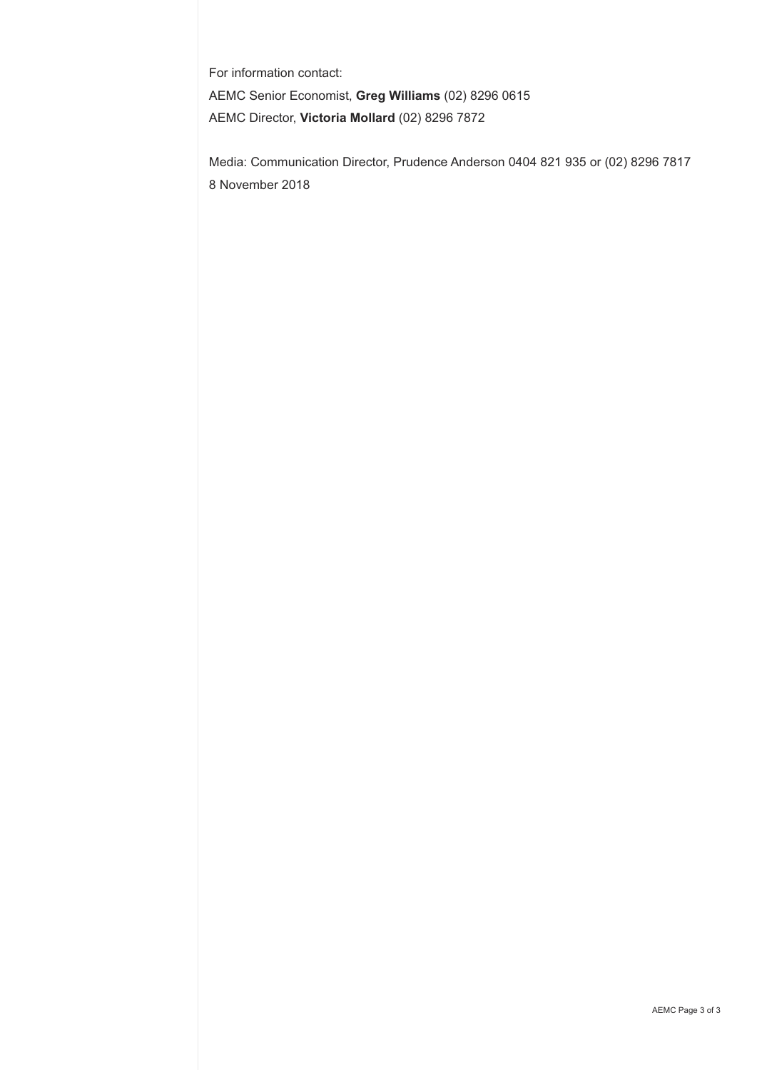For information contact:

AEMC Senior Economist, **Greg Williams** (02) 8296 0615

AEMC Director, **Victoria Mollard** (02) 8296 7872

Media: Communication Director, Prudence Anderson 0404 821 935 or (02) 8296 7817

8 November 2018